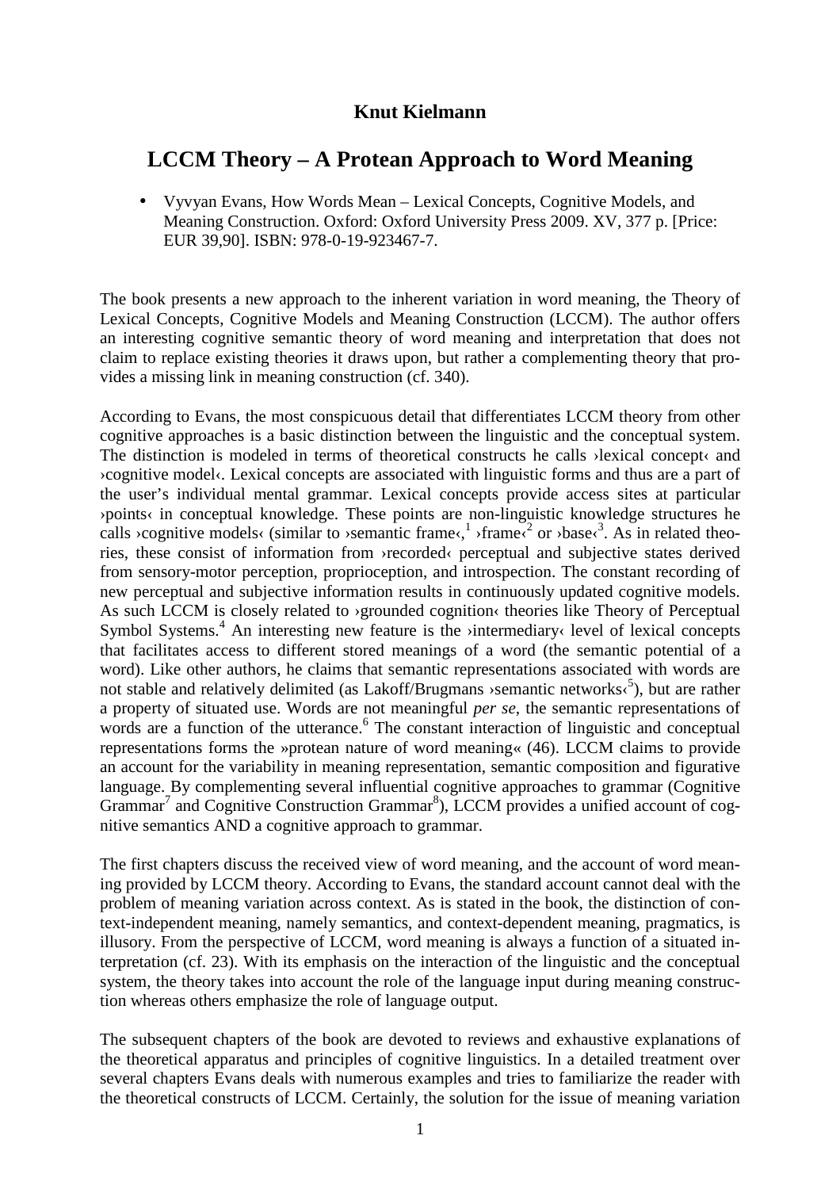**Knut Kielmann**

# LCCM Theory – A Protean Approach to Word Meaning

- Vyvyan Evans, How Words Mean – Lexical Concepts, Cognitive Models, and Meaning Construction. Oxford: Oxford University Press 2009. XV, 377 p. [Price: EUR 39,90]. ISBN: 978-0-19-923467-7.

The book presents a new approach to the inherent variation in word meaning, the Theory of Lexical Concepts, Cognitive Models and Meaning Construction (LCCM). The author offers an interesting cognitive semantic theory of word meaning and interpretation that does not claim to replace existing theories it draws upon, but rather a complementing theory that provides a missing link in meaning construction (cf. 340).

According to Evans, the most conspicuous detail that differentiates LCCM theory from other cognitive approaches is a basic distinction between the linguistic and the conceptual system. The distinction is modeled in terms of theoretical constructs he calls ›lexical concept‹ and ›cognitive model‹. Lexical concepts are associated with linguistic forms and thus are a part of the user's individual mental grammar. Lexical concepts provide access sites at particular ›points‹ in conceptual knowledge. These points are non-linguistic knowledge structures he calls ›cognitive models‹ (similar to ›semantic frame‹,[1] ›frame‹[2] or ›base‹[3]. As in related theories, these consist of information from ›recorded‹ perceptual and subjective states derived from sensory-motor perception, proprioception, and introspection. The constant recording of new perceptual and subjective information results in continuously updated cognitive models. As such LCCM is closely related to ›grounded cognition‹ theories like Theory of Perceptual Symbol Systems.[4] An interesting new feature is the ›intermediary‹ level of lexical concepts that facilitates access to different stored meanings of a word (the semantic potential of a word). Like other authors, he claims that semantic representations associated with words are not stable and relatively delimited (as Lakoff/Brugmans ›semantic networks‹[5]), but are rather a property of situated use. Words are not meaningful *per se*, the semantic representations of words are a function of the utterance.[6] The constant interaction of linguistic and conceptual representations forms the »protean nature of word meaning« (46). LCCM claims to provide an account for the variability in meaning representation, semantic composition and figurative language. By complementing several influential cognitive approaches to grammar (Cognitive Grammar[7] and Cognitive Construction Grammar[8]), LCCM provides a unified account of cognitive semantics AND a cognitive approach to grammar.

The first chapters discuss the received view of word meaning, and the account of word meaning provided by LCCM theory. According to Evans, the standard account cannot deal with the problem of meaning variation across context. As is stated in the book, the distinction of context-independent meaning, namely semantics, and context-dependent meaning, pragmatics, is illusory. From the perspective of LCCM, word meaning is always a function of a situated interpretation (cf. 23). With its emphasis on the interaction of the linguistic and the conceptual system, the theory takes into account the role of the language input during meaning construction whereas others emphasize the role of language output.

The subsequent chapters of the book are devoted to reviews and exhaustive explanations of the theoretical apparatus and principles of cognitive linguistics. In a detailed treatment over several chapters Evans deals with numerous examples and tries to familiarize the reader with the theoretical constructs of LCCM. Certainly, the solution for the issue of meaning variation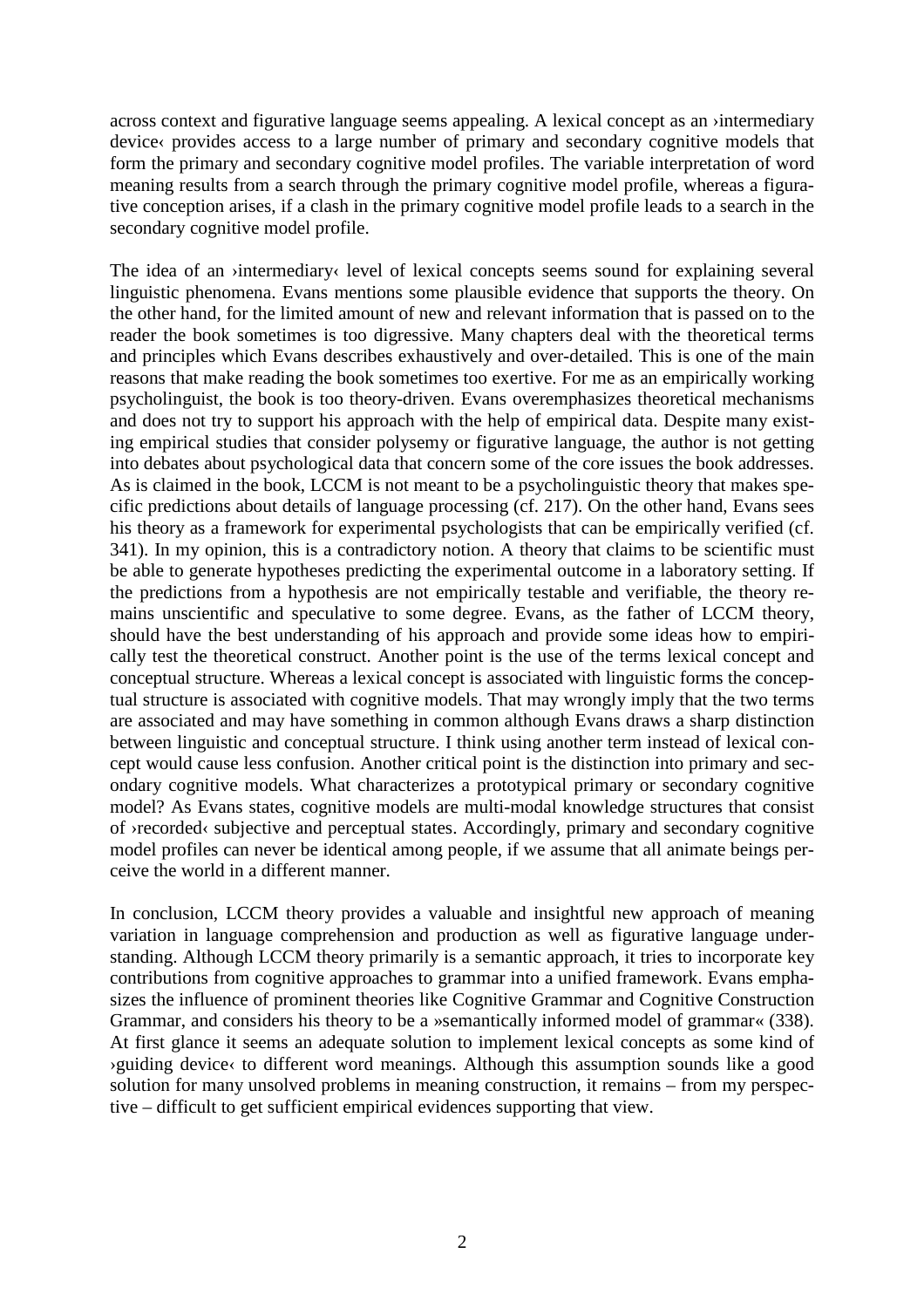across context and figurative language seems appealing. A lexical concept as an ›intermediary device‹ provides access to a large number of primary and secondary cognitive models that form the primary and secondary cognitive model profiles. The variable interpretation of word meaning results from a search through the primary cognitive model profile, whereas a figurative conception arises, if a clash in the primary cognitive model profile leads to a search in the secondary cognitive model profile.

The idea of an ›intermediary‹ level of lexical concepts seems sound for explaining several linguistic phenomena. Evans mentions some plausible evidence that supports the theory. On the other hand, for the limited amount of new and relevant information that is passed on to the reader the book sometimes is too digressive. Many chapters deal with the theoretical terms and principles which Evans describes exhaustively and over-detailed. This is one of the main reasons that make reading the book sometimes too exertive. For me as an empirically working psycholinguist, the book is too theory-driven. Evans overemphasizes theoretical mechanisms and does not try to support his approach with the help of empirical data. Despite many existing empirical studies that consider polysemy or figurative language, the author is not getting into debates about psychological data that concern some of the core issues the book addresses. As is claimed in the book, LCCM is not meant to be a psycholinguistic theory that makes specific predictions about details of language processing (cf. 217). On the other hand, Evans sees his theory as a framework for experimental psychologists that can be empirically verified (cf. 341). In my opinion, this is a contradictory notion. A theory that claims to be scientific must be able to generate hypotheses predicting the experimental outcome in a laboratory setting. If the predictions from a hypothesis are not empirically testable and verifiable, the theory remains unscientific and speculative to some degree. Evans, as the father of LCCM theory, should have the best understanding of his approach and provide some ideas how to empirically test the theoretical construct. Another point is the use of the terms lexical concept and conceptual structure. Whereas a lexical concept is associated with linguistic forms the conceptual structure is associated with cognitive models. That may wrongly imply that the two terms are associated and may have something in common although Evans draws a sharp distinction between linguistic and conceptual structure. I think using another term instead of lexical concept would cause less confusion. Another critical point is the distinction into primary and secondary cognitive models. What characterizes a prototypical primary or secondary cognitive model? As Evans states, cognitive models are multi-modal knowledge structures that consist of ›recorded‹ subjective and perceptual states. Accordingly, primary and secondary cognitive model profiles can never be identical among people, if we assume that all animate beings perceive the world in a different manner.

In conclusion, LCCM theory provides a valuable and insightful new approach of meaning variation in language comprehension and production as well as figurative language understanding. Although LCCM theory primarily is a semantic approach, it tries to incorporate key contributions from cognitive approaches to grammar into a unified framework. Evans emphasizes the influence of prominent theories like Cognitive Grammar and Cognitive Construction Grammar, and considers his theory to be a »semantically informed model of grammar« (338). At first glance it seems an adequate solution to implement lexical concepts as some kind of ›guiding device‹ to different word meanings. Although this assumption sounds like a good solution for many unsolved problems in meaning construction, it remains – from my perspective – difficult to get sufficient empirical evidences supporting that view.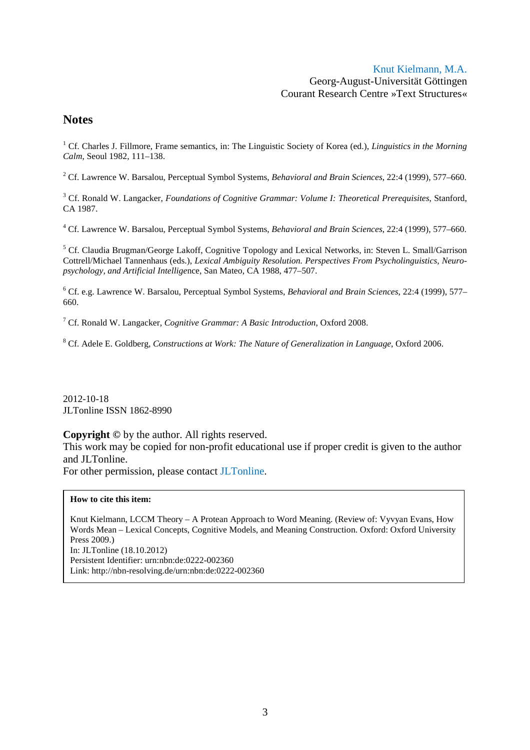Knut Kielmann, M.A.
Georg-August-Universität Göttingen
Courant Research Centre »Text Structures«

## Notes

[1] Cf. Charles J. Fillmore, Frame semantics, in: The Linguistic Society of Korea (ed.), *Linguistics in the Morning Calm*, Seoul 1982, 111–138.

[2] Cf. Lawrence W. Barsalou, Perceptual Symbol Systems, *Behavioral and Brain Sciences*, 22:4 (1999), 577–660.

[3] Cf. Ronald W. Langacker, *Foundations of Cognitive Grammar: Volume I: Theoretical Prerequisites*, Stanford, CA 1987.

[4] Cf. Lawrence W. Barsalou, Perceptual Symbol Systems, *Behavioral and Brain Sciences*, 22:4 (1999), 577–660.

[5] Cf. Claudia Brugman/George Lakoff, Cognitive Topology and Lexical Networks, in: Steven L. Small/Garrison Cottrell/Michael Tannenhaus (eds.), *Lexical Ambiguity Resolution. Perspectives From Psycholinguistics, Neuro-psychology, and Artificial Intellige*nce, San Mateo, CA 1988, 477–507.

[6] Cf. e.g. Lawrence W. Barsalou, Perceptual Symbol Systems, *Behavioral and Brain Sciences*, 22:4 (1999), 577–660.

[7] Cf. Ronald W. Langacker, *Cognitive Grammar: A Basic Introduction*, Oxford 2008.

[8] Cf. Adele E. Goldberg, *Constructions at Work: The Nature of Generalization in Language*, Oxford 2006.

2012-10-18
JLTonline ISSN 1862-8990

**Copyright** © by the author. All rights reserved.
This work may be copied for non-profit educational use if proper credit is given to the author and JLTonline.
For other permission, please contact JLTonline.

**How to cite this item:**

Knut Kielmann, LCCM Theory – A Protean Approach to Word Meaning. (Review of: Vyvyan Evans, How Words Mean – Lexical Concepts, Cognitive Models, and Meaning Construction. Oxford: Oxford University Press 2009.)
In: JLTonline (18.10.2012)
Persistent Identifier: urn:nbn:de:0222-002360
Link: http://nbn-resolving.de/urn:nbn:de:0222-002360